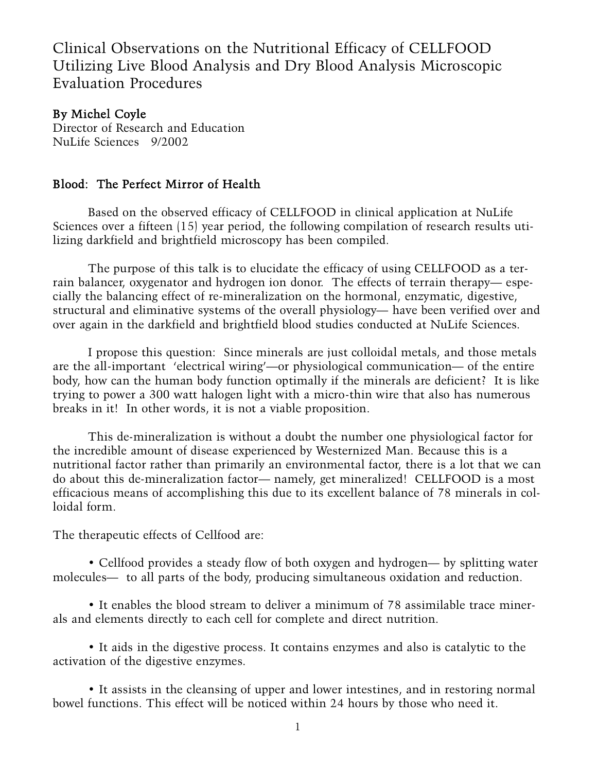# Clinical Observations on the Nutritional Efficacy of CELLFOOD Utilizing Live Blood Analysis and Dry Blood Analysis Microscopic Evaluation Procedures

**By Michel Coyle**
Director of Research and Education
NuLife Sciences 9/2002

## Blood: The Perfect Mirror of Health

Based on the observed efficacy of CELLFOOD in clinical application at NuLife Sciences over a fifteen (15) year period, the following compilation of research results utilizing darkfield and brightfield microscopy has been compiled.

The purpose of this talk is to elucidate the efficacy of using CELLFOOD as a terrain balancer, oxygenator and hydrogen ion donor. The effects of terrain therapy— especially the balancing effect of re-mineralization on the hormonal, enzymatic, digestive, structural and eliminative systems of the overall physiology— have been verified over and over again in the darkfield and brightfield blood studies conducted at NuLife Sciences.

I propose this question: Since minerals are just colloidal metals, and those metals are the all-important 'electrical wiring'—or physiological communication— of the entire body, how can the human body function optimally if the minerals are deficient? It is like trying to power a 300 watt halogen light with a micro-thin wire that also has numerous breaks in it! In other words, it is not a viable proposition.

This de-mineralization is without a doubt the number one physiological factor for the incredible amount of disease experienced by Westernized Man. Because this is a nutritional factor rather than primarily an environmental factor, there is a lot that we can do about this de-mineralization factor— namely, get mineralized! CELLFOOD is a most efficacious means of accomplishing this due to its excellent balance of 78 minerals in colloidal form.

The therapeutic effects of Cellfood are:

- Cellfood provides a steady flow of both oxygen and hydrogen— by splitting water molecules— to all parts of the body, producing simultaneous oxidation and reduction.

- It enables the blood stream to deliver a minimum of 78 assimilable trace minerals and elements directly to each cell for complete and direct nutrition.

- It aids in the digestive process. It contains enzymes and also is catalytic to the activation of the digestive enzymes.

- It assists in the cleansing of upper and lower intestines, and in restoring normal bowel functions. This effect will be noticed within 24 hours by those who need it.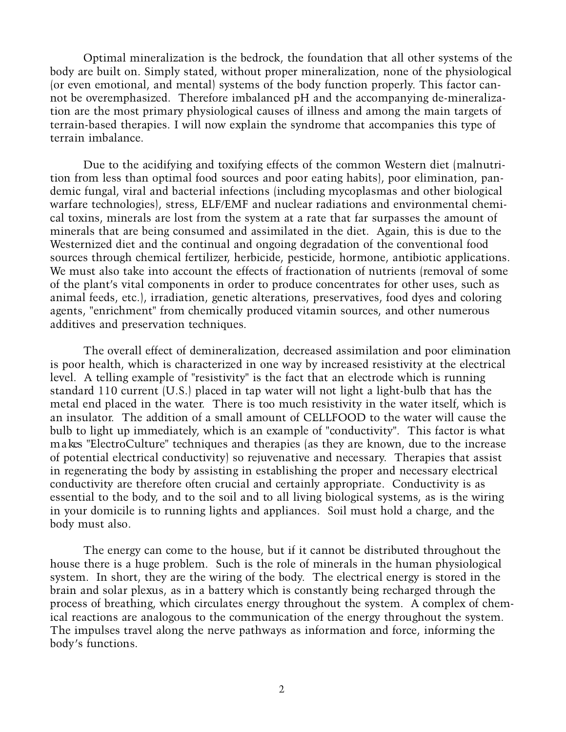Optimal mineralization is the bedrock, the foundation that all other systems of the body are built on. Simply stated, without proper mineralization, none of the physiological (or even emotional, and mental) systems of the body function properly. This factor cannot be overemphasized. Therefore imbalanced pH and the accompanying de-mineralization are the most primary physiological causes of illness and among the main targets of terrain-based therapies. I will now explain the syndrome that accompanies this type of terrain imbalance.

Due to the acidifying and toxifying effects of the common Western diet (malnutrition from less than optimal food sources and poor eating habits), poor elimination, pandemic fungal, viral and bacterial infections (including mycoplasmas and other biological warfare technologies), stress, ELF/EMF and nuclear radiations and environmental chemical toxins, minerals are lost from the system at a rate that far surpasses the amount of minerals that are being consumed and assimilated in the diet. Again, this is due to the Westernized diet and the continual and ongoing degradation of the conventional food sources through chemical fertilizer, herbicide, pesticide, hormone, antibiotic applications. We must also take into account the effects of fractionation of nutrients (removal of some of the plant's vital components in order to produce concentrates for other uses, such as animal feeds, etc.), irradiation, genetic alterations, preservatives, food dyes and coloring agents, "enrichment" from chemically produced vitamin sources, and other numerous additives and preservation techniques.

The overall effect of demineralization, decreased assimilation and poor elimination is poor health, which is characterized in one way by increased resistivity at the electrical level. A telling example of "resistivity" is the fact that an electrode which is running standard 110 current (U.S.) placed in tap water will not light a light-bulb that has the metal end placed in the water. There is too much resistivity in the water itself, which is an insulator. The addition of a small amount of CELLFOOD to the water will cause the bulb to light up immediately, which is an example of "conductivity". This factor is what makes "ElectroCulture" techniques and therapies (as they are known, due to the increase of potential electrical conductivity) so rejuvenative and necessary. Therapies that assist in regenerating the body by assisting in establishing the proper and necessary electrical conductivity are therefore often crucial and certainly appropriate. Conductivity is as essential to the body, and to the soil and to all living biological systems, as is the wiring in your domicile is to running lights and appliances. Soil must hold a charge, and the body must also.

The energy can come to the house, but if it cannot be distributed throughout the house there is a huge problem. Such is the role of minerals in the human physiological system. In short, they are the wiring of the body. The electrical energy is stored in the brain and solar plexus, as in a battery which is constantly being recharged through the process of breathing, which circulates energy throughout the system. A complex of chemical reactions are analogous to the communication of the energy throughout the system. The impulses travel along the nerve pathways as information and force, informing the body's functions.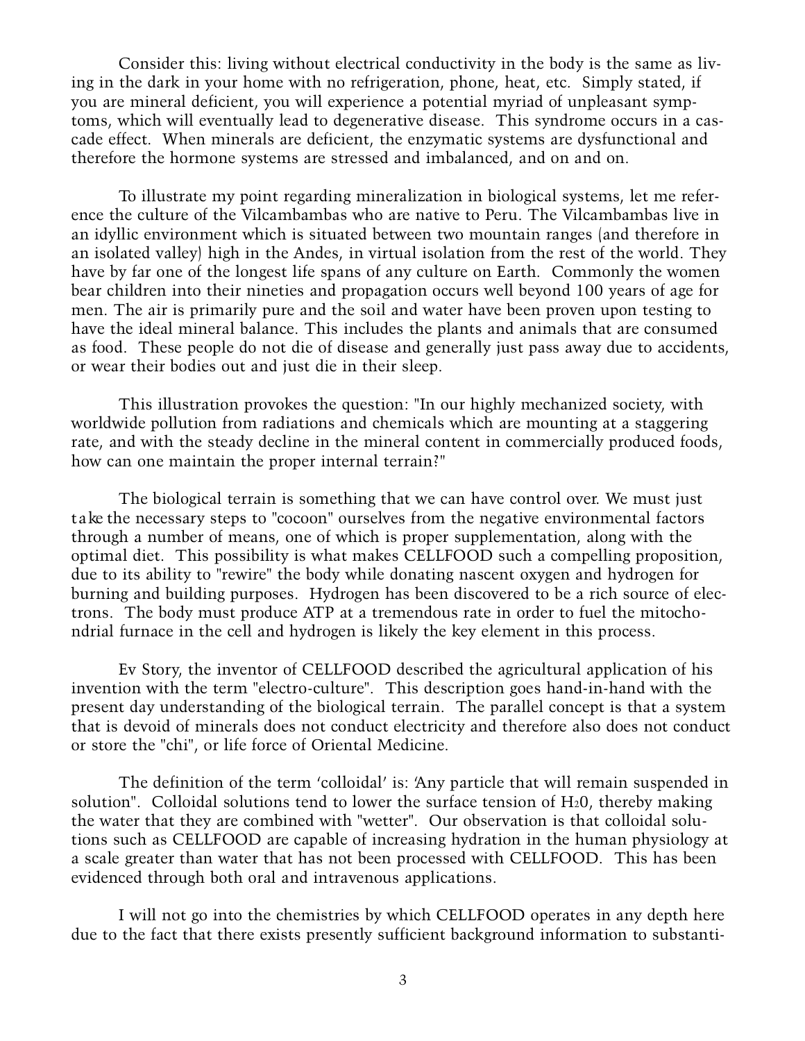Consider this: living without electrical conductivity in the body is the same as living in the dark in your home with no refrigeration, phone, heat, etc. Simply stated, if you are mineral deficient, you will experience a potential myriad of unpleasant symptoms, which will eventually lead to degenerative disease. This syndrome occurs in a cascade effect. When minerals are deficient, the enzymatic systems are dysfunctional and therefore the hormone systems are stressed and imbalanced, and on and on.

To illustrate my point regarding mineralization in biological systems, let me reference the culture of the Vilcambambas who are native to Peru. The Vilcambambas live in an idyllic environment which is situated between two mountain ranges (and therefore in an isolated valley) high in the Andes, in virtual isolation from the rest of the world. They have by far one of the longest life spans of any culture on Earth. Commonly the women bear children into their nineties and propagation occurs well beyond 100 years of age for men. The air is primarily pure and the soil and water have been proven upon testing to have the ideal mineral balance. This includes the plants and animals that are consumed as food. These people do not die of disease and generally just pass away due to accidents, or wear their bodies out and just die in their sleep.

This illustration provokes the question: "In our highly mechanized society, with worldwide pollution from radiations and chemicals which are mounting at a staggering rate, and with the steady decline in the mineral content in commercially produced foods, how can one maintain the proper internal terrain?"

The biological terrain is something that we can have control over. We must just take the necessary steps to "cocoon" ourselves from the negative environmental factors through a number of means, one of which is proper supplementation, along with the optimal diet. This possibility is what makes CELLFOOD such a compelling proposition, due to its ability to "rewire" the body while donating nascent oxygen and hydrogen for burning and building purposes. Hydrogen has been discovered to be a rich source of electrons. The body must produce ATP at a tremendous rate in order to fuel the mitochondrial furnace in the cell and hydrogen is likely the key element in this process.

Ev Story, the inventor of CELLFOOD described the agricultural application of his invention with the term "electro-culture". This description goes hand-in-hand with the present day understanding of the biological terrain. The parallel concept is that a system that is devoid of minerals does not conduct electricity and therefore also does not conduct or store the "chi", or life force of Oriental Medicine.

The definition of the term 'colloidal' is: 'Any particle that will remain suspended in solution". Colloidal solutions tend to lower the surface tension of $H_20$, thereby making the water that they are combined with "wetter". Our observation is that colloidal solutions such as CELLFOOD are capable of increasing hydration in the human physiology at a scale greater than water that has not been processed with CELLFOOD. This has been evidenced through both oral and intravenous applications.

I will not go into the chemistries by which CELLFOOD operates in any depth here due to the fact that there exists presently sufficient background information to substanti-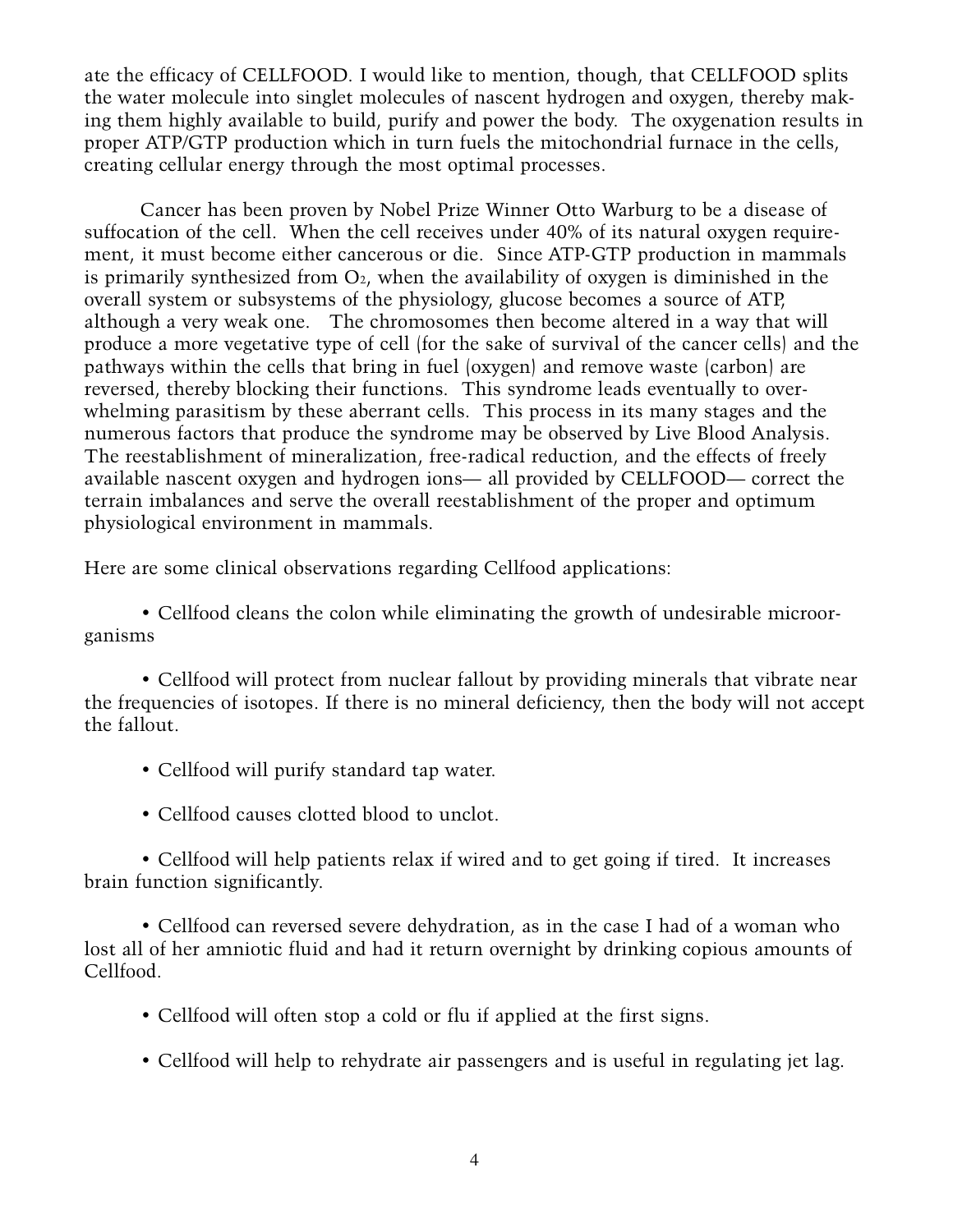ate the efficacy of CELLFOOD. I would like to mention, though, that CELLFOOD splits the water molecule into singlet molecules of nascent hydrogen and oxygen, thereby making them highly available to build, purify and power the body. The oxygenation results in proper ATP/GTP production which in turn fuels the mitochondrial furnace in the cells, creating cellular energy through the most optimal processes.

Cancer has been proven by Nobel Prize Winner Otto Warburg to be a disease of suffocation of the cell. When the cell receives under 40% of its natural oxygen requirement, it must become either cancerous or die. Since ATP-GTP production in mammals is primarily synthesized from $O_2$, when the availability of oxygen is diminished in the overall system or subsystems of the physiology, glucose becomes a source of ATP, although a very weak one. The chromosomes then become altered in a way that will produce a more vegetative type of cell (for the sake of survival of the cancer cells) and the pathways within the cells that bring in fuel (oxygen) and remove waste (carbon) are reversed, thereby blocking their functions. This syndrome leads eventually to overwhelming parasitism by these aberrant cells. This process in its many stages and the numerous factors that produce the syndrome may be observed by Live Blood Analysis. The reestablishment of mineralization, free-radical reduction, and the effects of freely available nascent oxygen and hydrogen ions— all provided by CELLFOOD— correct the terrain imbalances and serve the overall reestablishment of the proper and optimum physiological environment in mammals.

Here are some clinical observations regarding Cellfood applications:

- Cellfood cleans the colon while eliminating the growth of undesirable microorganisms
- Cellfood will protect from nuclear fallout by providing minerals that vibrate near the frequencies of isotopes. If there is no mineral deficiency, then the body will not accept the fallout.
- Cellfood will purify standard tap water.
- Cellfood causes clotted blood to unclot.
- Cellfood will help patients relax if wired and to get going if tired. It increases brain function significantly.
- Cellfood can reversed severe dehydration, as in the case I had of a woman who lost all of her amniotic fluid and had it return overnight by drinking copious amounts of Cellfood.
- Cellfood will often stop a cold or flu if applied at the first signs.
- Cellfood will help to rehydrate air passengers and is useful in regulating jet lag.